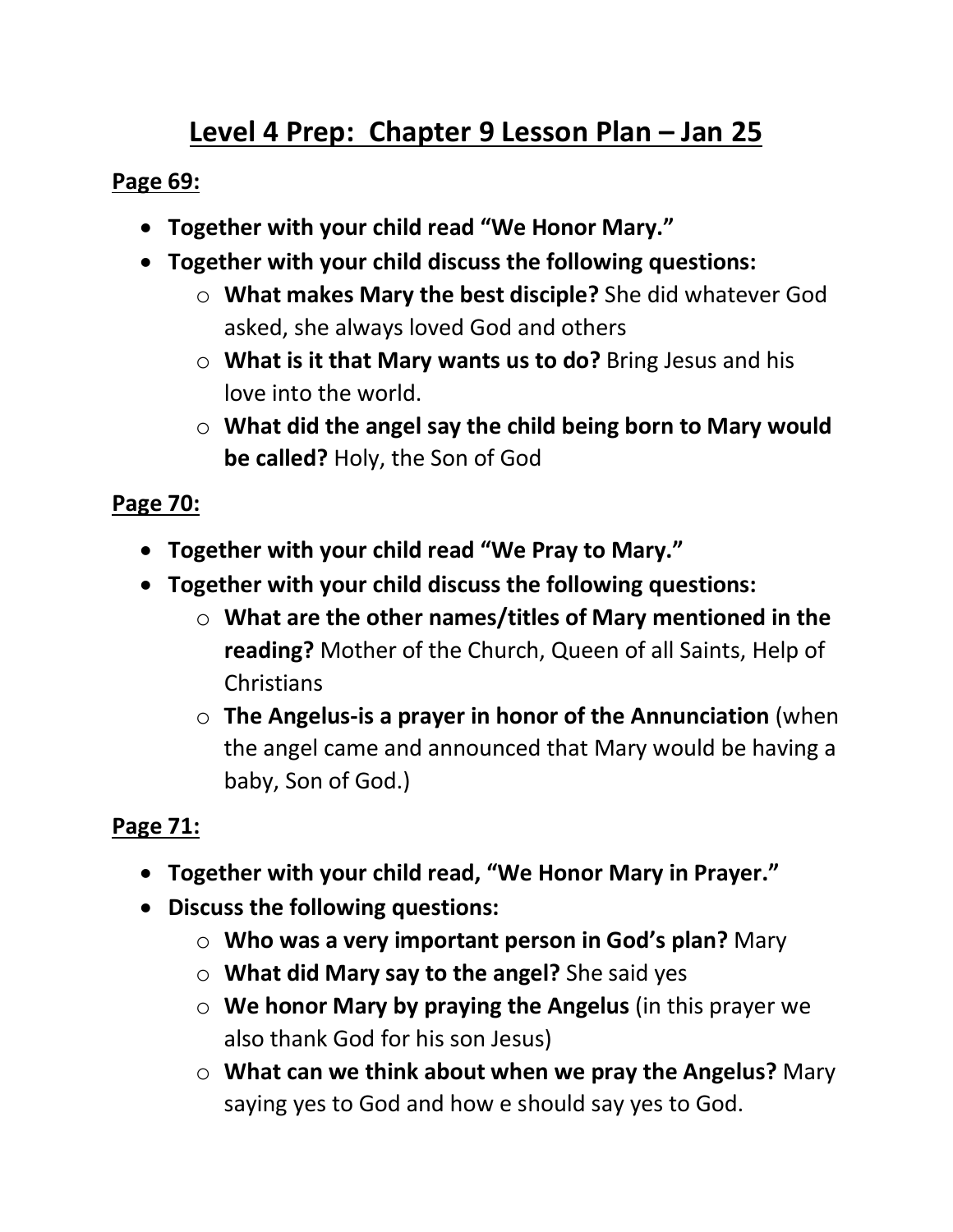# Level 4 Prep: Chapter 9 Lesson Plan – Jan 25

**Page 69:**

- **Together with your child read "We Honor Mary."**
- **Together with your child discuss the following questions:**
  - **What makes Mary the best disciple?** She did whatever God asked, she always loved God and others
  - **What is it that Mary wants us to do?** Bring Jesus and his love into the world.
  - **What did the angel say the child being born to Mary would be called?** Holy, the Son of God

**Page 70:**

- **Together with your child read "We Pray to Mary."**
- **Together with your child discuss the following questions:**
  - **What are the other names/titles of Mary mentioned in the reading?** Mother of the Church, Queen of all Saints, Help of Christians
  - **The Angelus-is a prayer in honor of the Annunciation** (when the angel came and announced that Mary would be having a baby, Son of God.)

**Page 71:**

- **Together with your child read, "We Honor Mary in Prayer."**
- **Discuss the following questions:**
  - **Who was a very important person in God's plan?** Mary
  - **What did Mary say to the angel?** She said yes
  - **We honor Mary by praying the Angelus** (in this prayer we also thank God for his son Jesus)
  - **What can we think about when we pray the Angelus?** Mary saying yes to God and how e should say yes to God.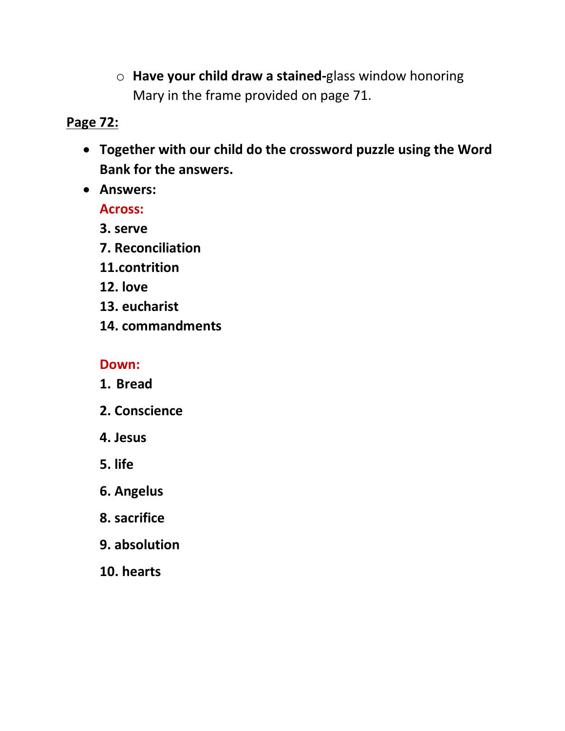- **Have your child draw a stained-**glass window honoring Mary in the frame provided on page 71.

**Page 72:**

- **Together with our child do the crossword puzzle using the Word Bank for the answers.**
- **Answers:**

  **Across:**

  **3. serve**

  **7. Reconciliation**

  **11.contrition**

  **12. love**

  **13. eucharist**

  **14. commandments**

  **Down:**

  **1. Bread**

  **2. Conscience**

  **4. Jesus**

  **5. life**

  **6. Angelus**

  **8. sacrifice**

  **9. absolution**

  **10. hearts**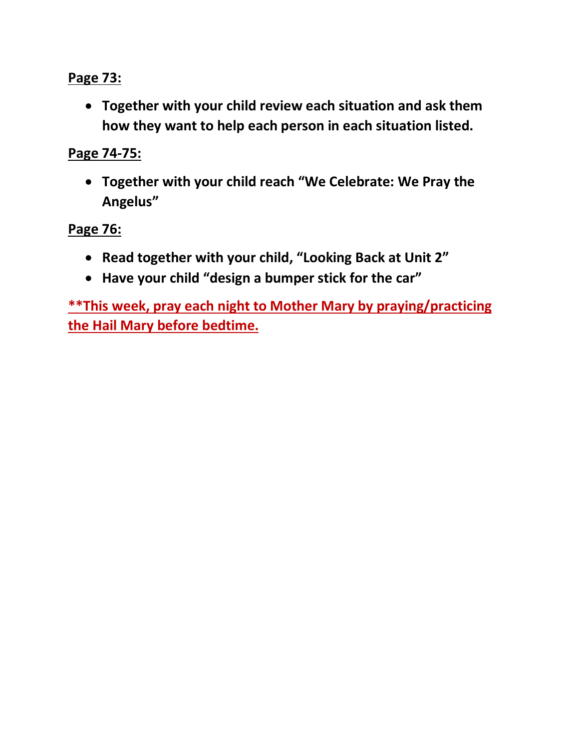**Page 73:**

- **Together with your child review each situation and ask them how they want to help each person in each situation listed.**

**Page 74-75:**

- **Together with your child reach "We Celebrate: We Pray the Angelus"**

**Page 76:**

- **Read together with your child, "Looking Back at Unit 2"**
- **Have your child "design a bumper stick for the car"**

**\*\*This week, pray each night to Mother Mary by praying/practicing the Hail Mary before bedtime.**